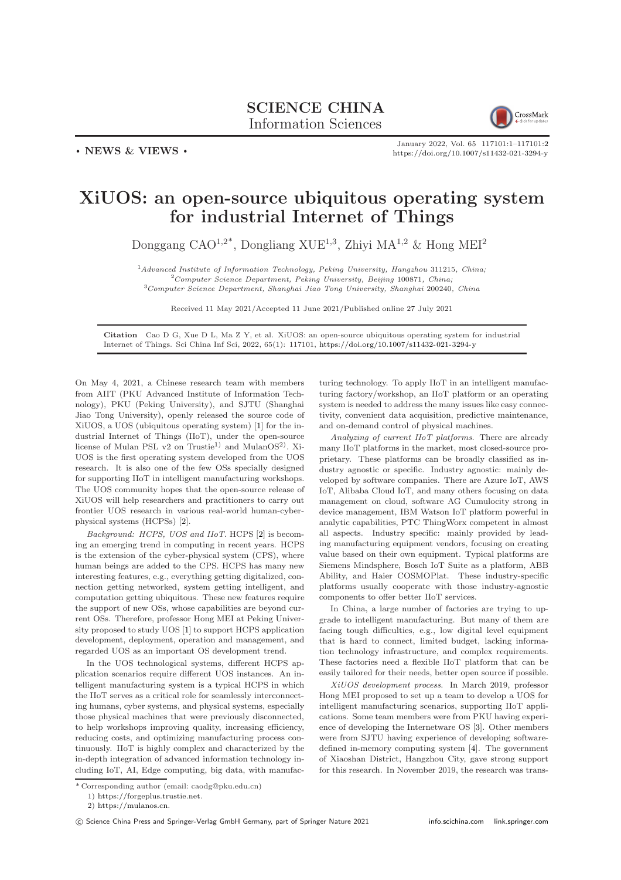**SCIENCE CHINA**
Information Sciences

• NEWS & VIEWS •

January 2022, Vol. 65 117101:1–117101:2
https://doi.org/10.1007/s11432-021-3294-y

# XiUOS: an open-source ubiquitous operating system for industrial Internet of Things

Donggang CAO[1,2*], Dongliang XUE[1,3], Zhiyi MA[1,2] & Hong MEI[2]

[1] *Advanced Institute of Information Technology, Peking University, Hangzhou 311215, China;*
[2] *Computer Science Department, Peking University, Beijing 100871, China;*
[3] *Computer Science Department, Shanghai Jiao Tong University, Shanghai 200240, China*

Received 11 May 2021/Accepted 11 June 2021/Published online 27 July 2021

**Citation** Cao D G, Xue D L, Ma Z Y, et al. XiUOS: an open-source ubiquitous operating system for industrial Internet of Things. Sci China Inf Sci, 2022, 65(1): 117101, https://doi.org/10.1007/s11432-021-3294-y

On May 4, 2021, a Chinese research team with members from AIIT (PKU Advanced Institute of Information Technology), PKU (Peking University), and SJTU (Shanghai Jiao Tong University), openly released the source code of XiUOS, a UOS (ubiquitous operating system) [1] for the industrial Internet of Things (IIoT), under the open-source license of Mulan PSL v2 on Trustie[1)] and MulanOS[2)]. XiUOS is the first operating system developed from the UOS research. It is also one of the few OSs specially designed for supporting IIoT in intelligent manufacturing workshops. The UOS community hopes that the open-source release of XiUOS will help researchers and practitioners to carry out frontier UOS research in various real-world human-cyber-physical systems (HCPSs) [2].

*Background: HCPS, UOS and IIoT.* HCPS [2] is becoming an emerging trend in computing in recent years. HCPS is the extension of the cyber-physical system (CPS), where human beings are added to the CPS. HCPS has many new interesting features, e.g., everything getting digitalized, connection getting networked, system getting intelligent, and computation getting ubiquitous. These new features require the support of new OSs, whose capabilities are beyond current OSs. Therefore, professor Hong MEI at Peking University proposed to study UOS [1] to support HCPS application development, deployment, operation and management, and regarded UOS as an important OS development trend.

In the UOS technological systems, different HCPS application scenarios require different UOS instances. An intelligent manufacturing system is a typical HCPS in which the IIoT serves as a critical role for seamlessly interconnecting humans, cyber systems, and physical systems, especially those physical machines that were previously disconnected, to help workshops improving quality, increasing efficiency, reducing costs, and optimizing manufacturing process continuously. IIoT is highly complex and characterized by the in-depth integration of advanced information technology including IoT, AI, Edge computing, big data, with manufacturing technology. To apply IIoT in an intelligent manufacturing factory/workshop, an IIoT platform or an operating system is needed to address the many issues like easy connectivity, convenient data acquisition, predictive maintenance, and on-demand control of physical machines.

*Analyzing of current IIoT platforms.* There are already many IIoT platforms in the market, most closed-source proprietary. These platforms can be broadly classified as industry agnostic or specific. Industry agnostic: mainly developed by software companies. There are Azure IoT, AWS IoT, Alibaba Cloud IoT, and many others focusing on data management on cloud, software AG Cumulocity strong in device management, IBM Watson IoT platform powerful in analytic capabilities, PTC ThingWorx competent in almost all aspects. Industry specific: mainly provided by leading manufacturing equipment vendors, focusing on creating value based on their own equipment. Typical platforms are Siemens Mindsphere, Bosch IoT Suite as a platform, ABB Ability, and Haier COSMOPlat. These industry-specific platforms usually cooperate with those industry-agnostic components to offer better IIoT services.

In China, a large number of factories are trying to upgrade to intelligent manufacturing. But many of them are facing tough difficulties, e.g., low digital level equipment that is hard to connect, limited budget, lacking information technology infrastructure, and complex requirements. These factories need a flexible IIoT platform that can be easily tailored for their needs, better open source if possible.

*XiUOS development process.* In March 2019, professor Hong MEI proposed to set up a team to develop a UOS for intelligent manufacturing scenarios, supporting IIoT applications. Some team members were from PKU having experience of developing the Internetware OS [3]. Other members were from SJTU having experience of developing software-defined in-memory computing system [4]. The government of Xiaoshan District, Hangzhou City, gave strong support for this research. In November 2019, the research was trans-

\* Corresponding author (email: caodg@pku.edu.cn)
1) https://forgeplus.trustie.net.
2) https://mulanos.cn.

© Science China Press and Springer-Verlag GmbH Germany, part of Springer Nature 2021 info.scichina.com link.springer.com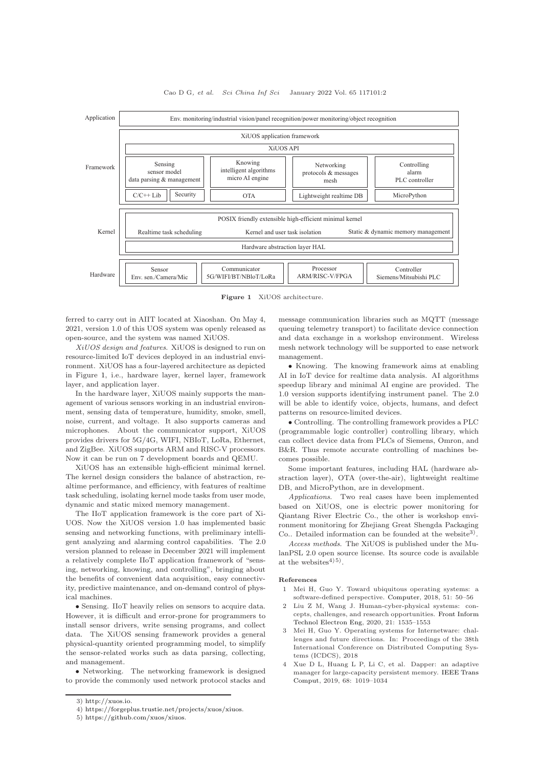Application

Env. monitoring/industrial vision/panel recognition/power monitoring/object recognition

Framework

XiUOS application framework

XiUOS API

Sensing
sensor model
data parsing & management

Knowing
intelligent algorithms
micro AI engine

Networking
protocols & messages
mesh

Controlling
alarm
PLC controller

C/C++ Lib

Security

OTA

Lightweight realtime DB

MicroPython

Kernel

POSIX friendly extensible high-efficient minimal kernel

Realtime task scheduling

Kernel and user task isolation

Static & dynamic memory management

Hardware abstraction layer HAL

Hardware

Sensor
Env. sen./Camera/Mic

Communicator
5G/WIFI/BT/NBIoT/LoRa

Processor
ARM/RISC-V/FPGA

Controller
Siemens/Mitsubishi PLC

**Figure 1** XiUOS architecture.

ferred to carry out in AIIT located at Xiaoshan. On May 4, 2021, version 1.0 of this UOS system was openly released as open-source, and the system was named XiUOS.

*XiUOS design and features.* XiUOS is designed to run on resource-limited IoT devices deployed in an industrial environment. XiUOS has a four-layered architecture as depicted in Figure 1, i.e., hardware layer, kernel layer, framework layer, and application layer.

In the hardware layer, XiUOS mainly supports the management of various sensors working in an industrial environment, sensing data of temperature, humidity, smoke, smell, noise, current, and voltage. It also supports cameras and microphones. About the communicator support, XiUOS provides drivers for 5G/4G, WIFI, NBIoT, LoRa, Ethernet, and ZigBee. XiUOS supports ARM and RISC-V processors. Now it can be run on 7 development boards and QEMU.

XiUOS has an extensible high-efficient minimal kernel. The kernel design considers the balance of abstraction, realtime performance, and efficiency, with features of realtime task scheduling, isolating kernel mode tasks from user mode, dynamic and static mixed memory management.

The IIoT application framework is the core part of XiUOS. Now the XiUOS version 1.0 has implemented basic sensing and networking functions, with preliminary intelligent analyzing and alarming control capabilities. The 2.0 version planned to release in December 2021 will implement a relatively complete IIoT application framework of "sensing, networking, knowing, and controlling", bringing about the benefits of convenient data acquisition, easy connectivity, predictive maintenance, and on-demand control of physical machines.

• Sensing. IIoT heavily relies on sensors to acquire data. However, it is difficult and error-prone for programmers to install sensor drivers, write sensing programs, and collect data. The XiUOS sensing framework provides a general physical-quantity oriented programming model, to simplify the sensor-related works such as data parsing, collecting, and management.

• Networking. The networking framework is designed to provide the commonly used network protocol stacks and message communication libraries such as MQTT (message queuing telemetry transport) to facilitate device connection and data exchange in a workshop environment. Wireless mesh network technology will be supported to ease network management.

• Knowing. The knowing framework aims at enabling AI in IoT device for realtime data analysis. AI algorithms speedup library and minimal AI engine are provided. The 1.0 version supports identifying instrument panel. The 2.0 will be able to identify voice, objects, humans, and defect patterns on resource-limited devices.

• Controlling. The controlling framework provides a PLC (programmable logic controller) controlling library, which can collect device data from PLCs of Siemens, Omron, and B&R. Thus remote accurate controlling of machines becomes possible.

Some important features, including HAL (hardware abstraction layer), OTA (over-the-air), lightweight realtime DB, and MicroPython, are in development.

*Applications.* Two real cases have been implemented based on XiUOS, one is electric power monitoring for Qiantang River Electric Co., the other is workshop environment monitoring for Zhejiang Great Shengda Packaging Co.. Detailed information can be founded at the website[3].

*Access methods.* The XiUOS is published under the MulanPSL 2.0 open source license. Its source code is available at the websites[4)5)].

**References**

1. Mei H, Guo Y. Toward ubiquitous operating systems: a software-defined perspective. Computer, 2018, 51: 50–56
2. Liu Z M, Wang J. Human-cyber-physical systems: concepts, challenges, and research opportunities. Front Inform Technol Electron Eng, 2020, 21: 1535–1553
3. Mei H, Guo Y. Operating systems for Internetware: challenges and future directions. In: Proceedings of the 38th International Conference on Distributed Computing Systems (ICDCS), 2018
4. Xue D L, Huang L P, Li C, et al. Dapper: an adaptive manager for large-capacity persistent memory. IEEE Trans Comput, 2019, 68: 1019–1034

3) http://xuos.io.

4) https://forgeplus.trustie.net/projects/xuos/xiuos.

5) https://github.com/xuos/xiuos.